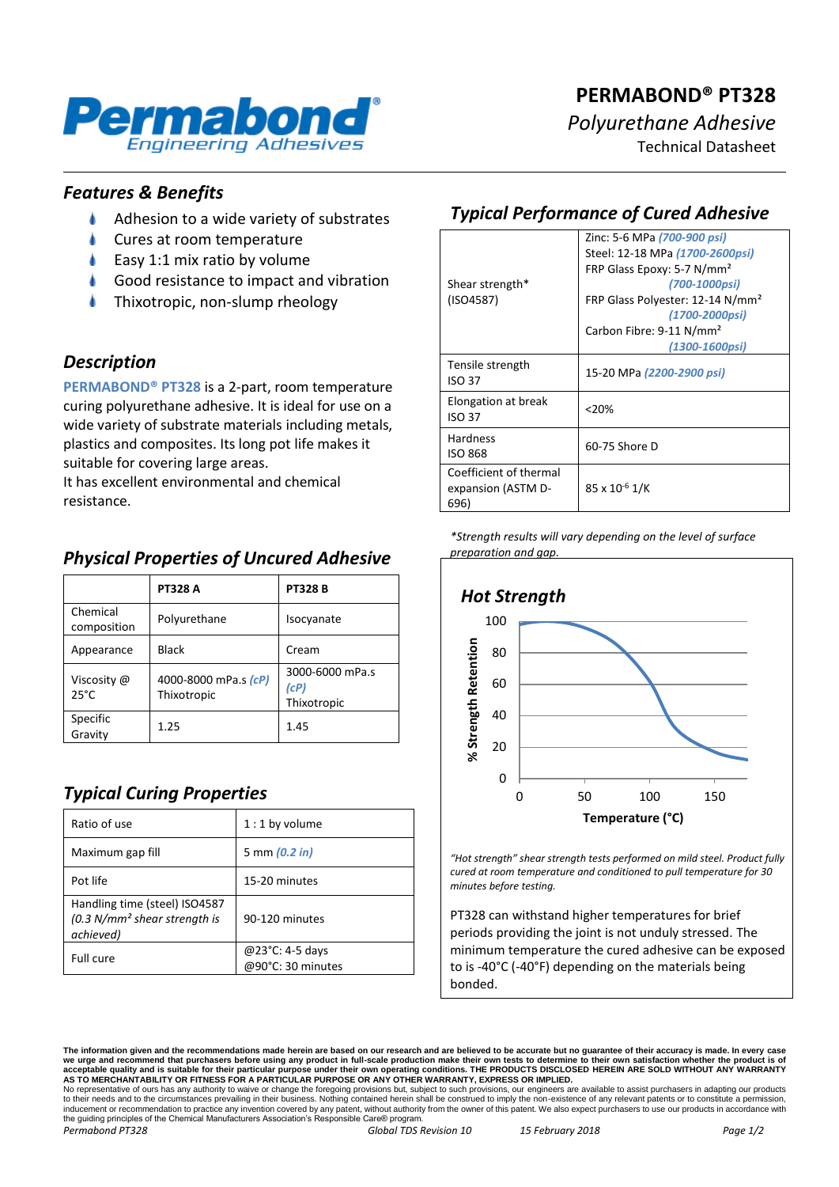# PERMABOND® PT328

*Polyurethane Adhesive*

Technical Datasheet

## *Features & Benefits*

- Adhesion to a wide variety of substrates
- Cures at room temperature
- Easy 1:1 mix ratio by volume
- Good resistance to impact and vibration
- Thixotropic, non-slump rheology

## *Description*

**PERMABOND® PT328** is a 2-part, room temperature curing polyurethane adhesive. It is ideal for use on a wide variety of substrate materials including metals, plastics and composites. Its long pot life makes it suitable for covering large areas.

It has excellent environmental and chemical resistance.

## *Physical Properties of Uncured Adhesive*

| | PT328 A | PT328 B |
|---|---|---|
| Chemical composition | Polyurethane | Isocyanate |
| Appearance | Black | Cream |
| Viscosity @ 25°C | 4000-8000 mPa.s *(cP)* Thixotropic | 3000-6000 mPa.s *(cP)* Thixotropic |
| Specific Gravity | 1.25 | 1.45 |

## *Typical Curing Properties*

| | |
|---|---|
| Ratio of use | 1 : 1 by volume |
| Maximum gap fill | 5 mm *(0.2 in)* |
| Pot life | 15-20 minutes |
| Handling time (steel) ISO4587 *(0.3 N/mm² shear strength is achieved)* | 90-120 minutes |
| Full cure | @23°C: 4-5 days<br>@90°C: 30 minutes |

## *Typical Performance of Cured Adhesive*

| | |
|---|---|
| Shear strength* (ISO4587) | Zinc: 5-6 MPa *(700-900 psi)*<br>Steel: 12-18 MPa *(1700-2600psi)*<br>FRP Glass Epoxy: 5-7 N/mm² *(700-1000psi)*<br>FRP Glass Polyester: 12-14 N/mm² *(1700-2000psi)*<br>Carbon Fibre: 9-11 N/mm² *(1300-1600psi)* |
| Tensile strength ISO 37 | 15-20 MPa *(2200-2900 psi)* |
| Elongation at break ISO 37 | <20% |
| Hardness ISO 868 | 60-75 Shore D |
| Coefficient of thermal expansion (ASTM D-696) | 85 x $10^{-6}$ 1/K |

*\*Strength results will vary depending on the level of surface preparation and gap.*

## *Hot Strength*

*"Hot strength" shear strength tests performed on mild steel. Product fully cured at room temperature and conditioned to pull temperature for 30 minutes before testing.*

PT328 can withstand higher temperatures for brief periods providing the joint is not unduly stressed. The minimum temperature the cured adhesive can be exposed to is -40°C (-40°F) depending on the materials being bonded.

**The information given and the recommendations made herein are based on our research and are believed to be accurate but no guarantee of their accuracy is made. In every case we urge and recommend that purchasers before using any product in full-scale production make their own tests to determine to their own satisfaction whether the product is of acceptable quality and is suitable for their particular purpose under their own operating conditions. THE PRODUCTS DISCLOSED HEREIN ARE SOLD WITHOUT ANY WARRANTY AS TO MERCHANTABILITY OR FITNESS FOR A PARTICULAR PURPOSE OR ANY OTHER WARRANTY, EXPRESS OR IMPLIED.**

No representative of ours has any authority to waive or change the foregoing provisions but, subject to such provisions, our engineers are available to assist purchasers in adapting our products to their needs and to the circumstances prevailing in their business. Nothing contained herein shall be construed to imply the non-existence of any relevant patents or to constitute a permission, inducement or recommendation to practice any invention covered by any patent, without authority from the owner of this patent. We also expect purchasers to use our products in accordance with the guiding principles of the Chemical Manufacturers Association's Responsible Care® program.

*Permabond PT328* *Global TDS Revision 10* *15 February 2018*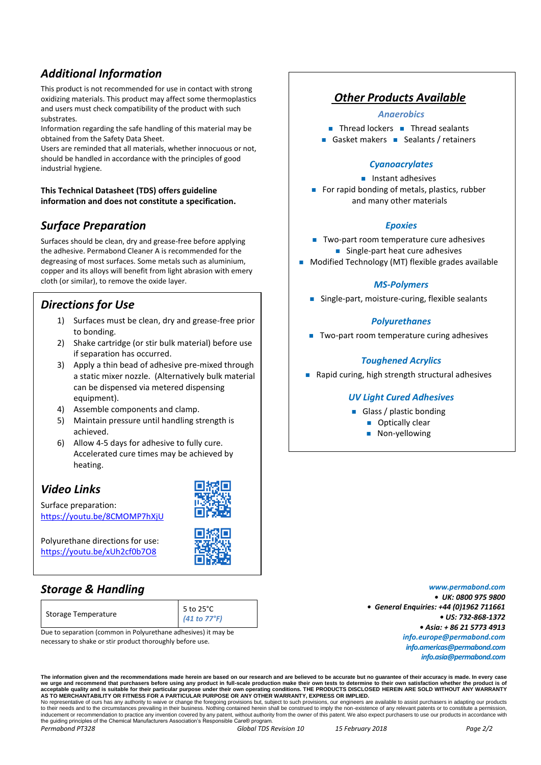## Additional Information

This product is not recommended for use in contact with strong oxidizing materials. This product may affect some thermoplastics and users must check compatibility of the product with such substrates.
Information regarding the safe handling of this material may be obtained from the Safety Data Sheet.
Users are reminded that all materials, whether innocuous or not, should be handled in accordance with the principles of good industrial hygiene.

**This Technical Datasheet (TDS) offers guideline information and does not constitute a specification.**

## Surface Preparation

Surfaces should be clean, dry and grease-free before applying the adhesive. Permabond Cleaner A is recommended for the degreasing of most surfaces. Some metals such as aluminium, copper and its alloys will benefit from light abrasion with emery cloth (or similar), to remove the oxide layer.

## Directions for Use

1) Surfaces must be clean, dry and grease-free prior to bonding.
2) Shake cartridge (or stir bulk material) before use if separation has occurred.
3) Apply a thin bead of adhesive pre-mixed through a static mixer nozzle. (Alternatively bulk material can be dispensed via metered dispensing equipment).
4) Assemble components and clamp.
5) Maintain pressure until handling strength is achieved.
6) Allow 4-5 days for adhesive to fully cure. Accelerated cure times may be achieved by heating.

## Video Links

Surface preparation:
https://youtu.be/8CMOMP7hXjU

Polyurethane directions for use:
https://youtu.be/xUh2cf0b7O8

## Storage & Handling

| | |
|---|---|
| Storage Temperature | 5 to 25°C *(41 to 77°F)* |

Due to separation (common in Polyurethane adhesives) it may be necessary to shake or stir product thoroughly before use.

## Other Products Available

### Anaerobics

- Thread lockers
- Thread sealants
- Gasket makers
- Sealants / retainers

### Cyanoacrylates

- Instant adhesives
- For rapid bonding of metals, plastics, rubber and many other materials

### Epoxies

- Two-part room temperature cure adhesives
- Single-part heat cure adhesives
- Modified Technology (MT) flexible grades available

### MS-Polymers

- Single-part, moisture-curing, flexible sealants

### Polyurethanes

- Two-part room temperature curing adhesives

### Toughened Acrylics

- Rapid curing, high strength structural adhesives

### UV Light Cured Adhesives

- Glass / plastic bonding
- Optically clear
- Non-yellowing

*www.permabond.com*
*• UK: 0800 975 9800*
*• General Enquiries: +44 (0)1962 711661*
*• US: 732-868-1372*
*• Asia: + 86 21 5773 4913*
*info.europe@permabond.com*
*info.americas@permabond.com*
*info.asia@permabond.com*

**The information given and the recommendations made herein are based on our research and are believed to be accurate but no guarantee of their accuracy is made. In every case we urge and recommend that purchasers before using any product in full-scale production make their own tests to determine to their own satisfaction whether the product is of acceptable quality and is suitable for their particular purpose under their own operating conditions. THE PRODUCTS DISCLOSED HEREIN ARE SOLD WITHOUT ANY WARRANTY AS TO MERCHANTABILITY OR FITNESS FOR A PARTICULAR PURPOSE OR ANY OTHER WARRANTY, EXPRESS OR IMPLIED.**
No representative of ours has any authority to waive or change the foregoing provisions but, subject to such provisions, our engineers are available to assist purchasers in adapting our products to their needs and to the circumstances prevailing in their business. Nothing contained herein shall be construed to imply the non-existence of any relevant patents or to constitute a permission, inducement or recommendation to practice any invention covered by any patent, without authority from the owner of this patent. We also expect purchasers to use our products in accordance with the guiding principles of the Chemical Manufacturers Association's Responsible Care® program.

*Permabond PT328* *Global TDS Revision 10* *15 February 2018*